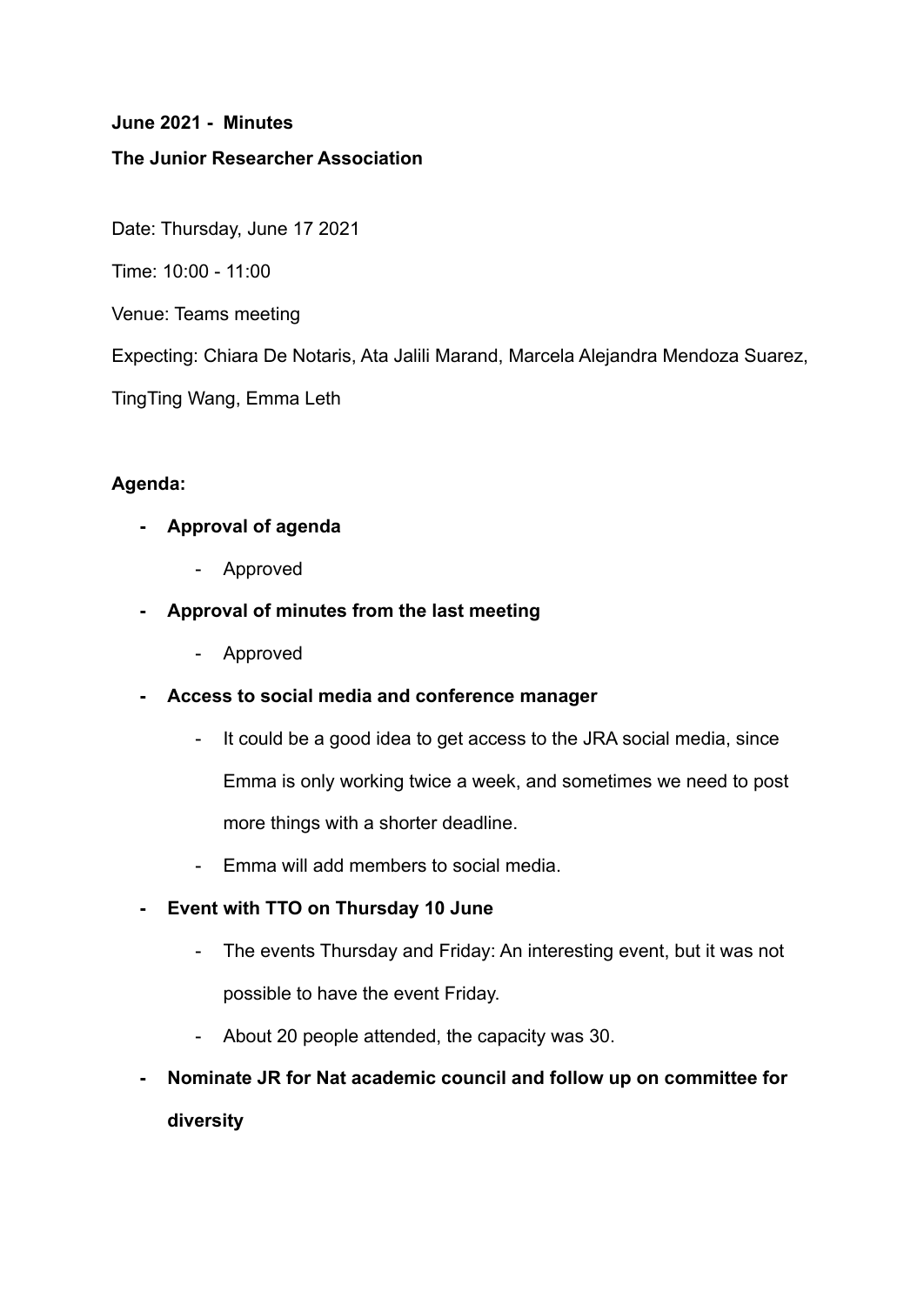**June 2021 - Minutes**

**The Junior Researcher Association**

Date: Thursday, June 17 2021

Time: 10:00 - 11:00

Venue: Teams meeting

Expecting: Chiara De Notaris, Ata Jalili Marand, Marcela Alejandra Mendoza Suarez, TingTing Wang, Emma Leth

**Agenda:**

- **Approval of agenda**
  - Approved
- **Approval of minutes from the last meeting**
  - Approved
- **Access to social media and conference manager**
  - It could be a good idea to get access to the JRA social media, since Emma is only working twice a week, and sometimes we need to post more things with a shorter deadline.
  - Emma will add members to social media.
- **Event with TTO on Thursday 10 June**
  - The events Thursday and Friday: An interesting event, but it was not possible to have the event Friday.
  - About 20 people attended, the capacity was 30.
- **Nominate JR for Nat academic council and follow up on committee for diversity**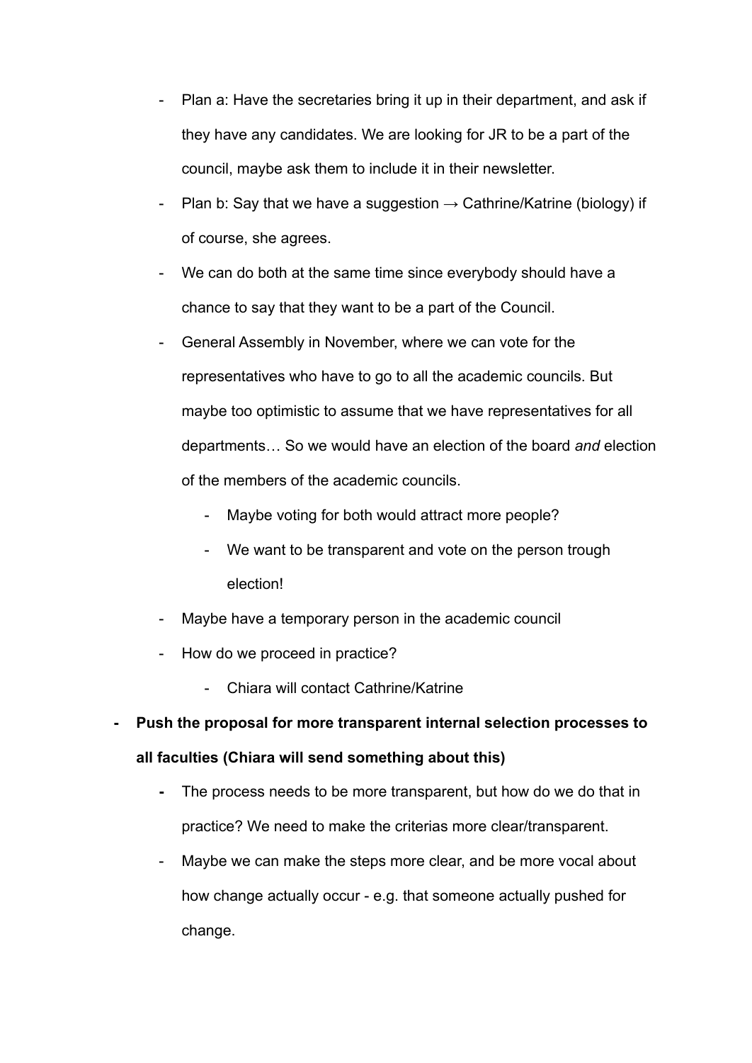- Plan a: Have the secretaries bring it up in their department, and ask if they have any candidates. We are looking for JR to be a part of the council, maybe ask them to include it in their newsletter.
  - Plan b: Say that we have a suggestion → Cathrine/Katrine (biology) if of course, she agrees.
  - We can do both at the same time since everybody should have a chance to say that they want to be a part of the Council.
  - General Assembly in November, where we can vote for the representatives who have to go to all the academic councils. But maybe too optimistic to assume that we have representatives for all departments… So we would have an election of the board *and* election of the members of the academic councils.
    - Maybe voting for both would attract more people?
    - We want to be transparent and vote on the person trough election!
  - Maybe have a temporary person in the academic council
  - How do we proceed in practice?
    - Chiara will contact Cathrine/Katrine
- **Push the proposal for more transparent internal selection processes to all faculties (Chiara will send something about this)**
  - The process needs to be more transparent, but how do we do that in practice? We need to make the criterias more clear/transparent.
  - Maybe we can make the steps more clear, and be more vocal about how change actually occur - e.g. that someone actually pushed for change.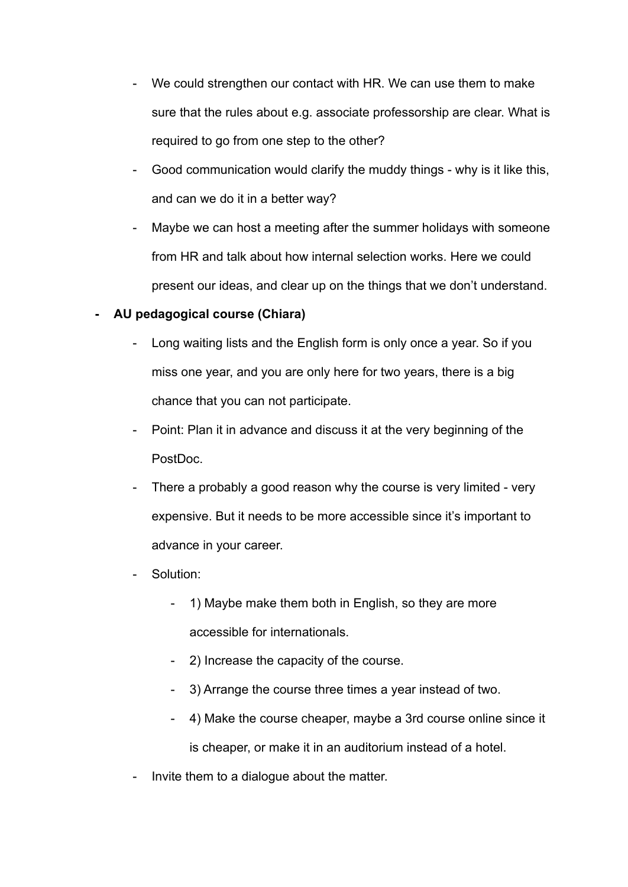- We could strengthen our contact with HR. We can use them to make sure that the rules about e.g. associate professorship are clear. What is required to go from one step to the other?
- Good communication would clarify the muddy things - why is it like this, and can we do it in a better way?
- Maybe we can host a meeting after the summer holidays with someone from HR and talk about how internal selection works. Here we could present our ideas, and clear up on the things that we don't understand.

- **AU pedagogical course (Chiara)**
    - Long waiting lists and the English form is only once a year. So if you miss one year, and you are only here for two years, there is a big chance that you can not participate.
    - Point: Plan it in advance and discuss it at the very beginning of the PostDoc.
    - There a probably a good reason why the course is very limited - very expensive. But it needs to be more accessible since it's important to advance in your career.
    - Solution:
        - 1) Maybe make them both in English, so they are more accessible for internationals.
        - 2) Increase the capacity of the course.
        - 3) Arrange the course three times a year instead of two.
        - 4) Make the course cheaper, maybe a 3rd course online since it is cheaper, or make it in an auditorium instead of a hotel.
    - Invite them to a dialogue about the matter.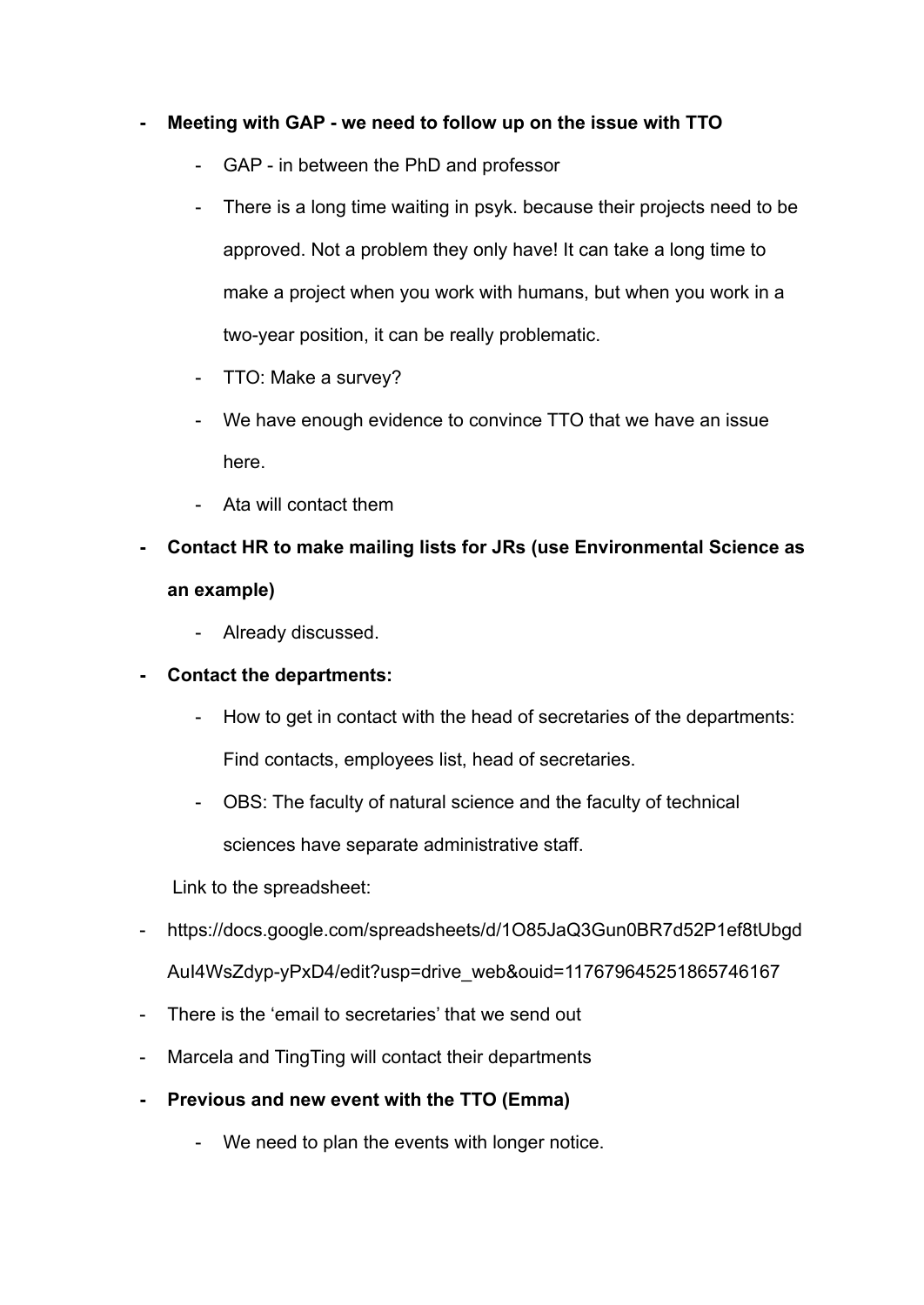- **Meeting with GAP - we need to follow up on the issue with TTO**
  - GAP - in between the PhD and professor
  - There is a long time waiting in psyk. because their projects need to be approved. Not a problem they only have! It can take a long time to make a project when you work with humans, but when you work in a two-year position, it can be really problematic.
  - TTO: Make a survey?
  - We have enough evidence to convince TTO that we have an issue here.
  - Ata will contact them
- **Contact HR to make mailing lists for JRs (use Environmental Science as an example)**
  - Already discussed.
- **Contact the departments:**
  - How to get in contact with the head of secretaries of the departments: Find contacts, employees list, head of secretaries.
  - OBS: The faculty of natural science and the faculty of technical sciences have separate administrative staff.

  Link to the spreadsheet:

- https://docs.google.com/spreadsheets/d/1O85JaQ3Gun0BR7d52P1ef8tUbgdAuI4WsZdyp-yPxD4/edit?usp=drive_web&ouid=117679645251865746167
- There is the 'email to secretaries' that we send out
- Marcela and TingTing will contact their departments
- **Previous and new event with the TTO (Emma)**
  - We need to plan the events with longer notice.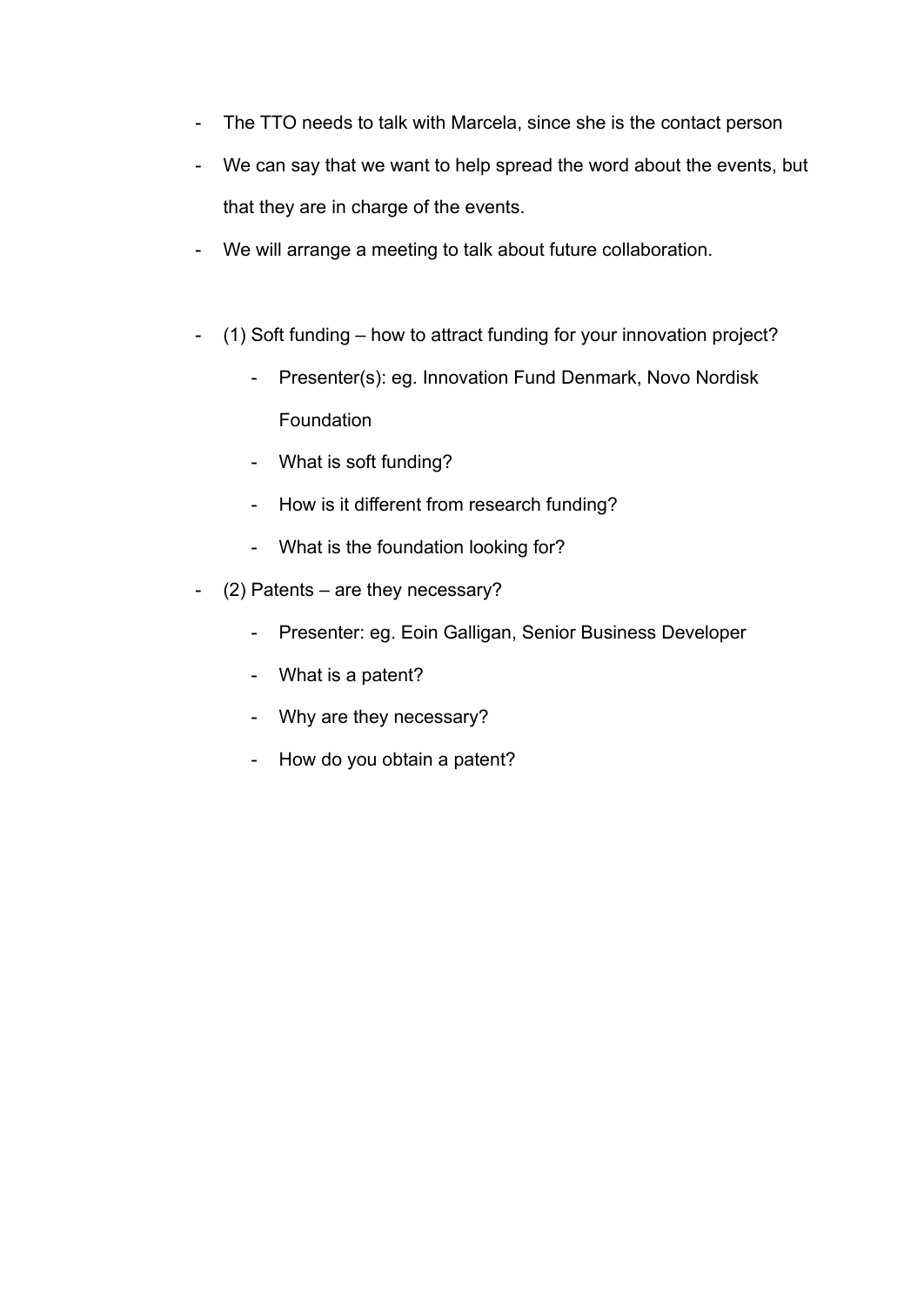- The TTO needs to talk with Marcela, since she is the contact person
- We can say that we want to help spread the word about the events, but that they are in charge of the events.
- We will arrange a meeting to talk about future collaboration.

- (1) Soft funding – how to attract funding for your innovation project?
  - Presenter(s): eg. Innovation Fund Denmark, Novo Nordisk Foundation
  - What is soft funding?
  - How is it different from research funding?
  - What is the foundation looking for?
- (2) Patents – are they necessary?
  - Presenter: eg. Eoin Galligan, Senior Business Developer
  - What is a patent?
  - Why are they necessary?
  - How do you obtain a patent?